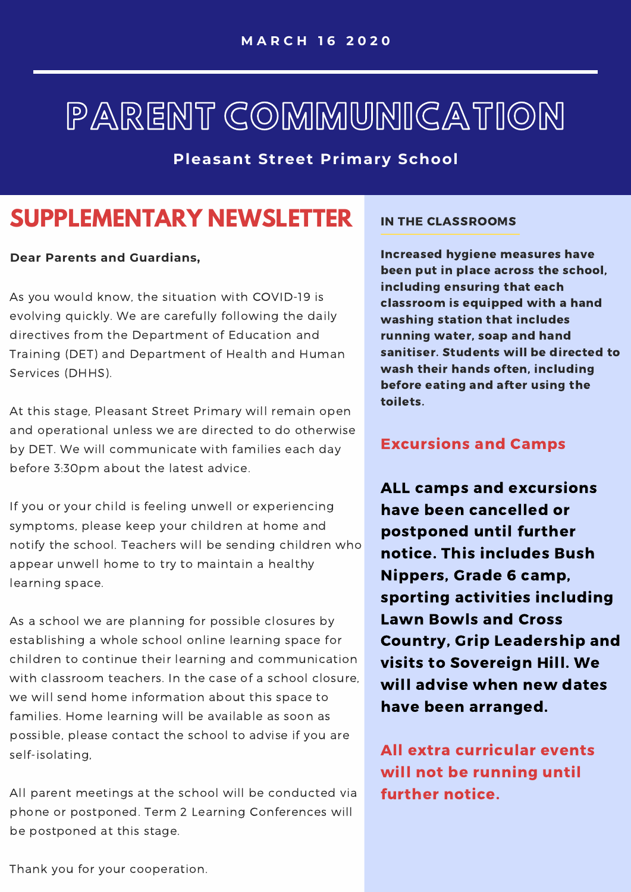MARCH 16 2020

# PARENT COMMUNICATION

**Pleasant Street Primary School**

## SUPPLEMENTARY NEWSLETTER

**Dear Parents and Guardians,**

As you would know, the situation with COVID-19 is evolving quickly. We are carefully following the daily directives from the Department of Education and Training (DET) and Department of Health and Human Services (DHHS).

At this stage, Pleasant Street Primary will remain open and operational unless we are directed to do otherwise by DET. We will communicate with families each day before 3:30pm about the latest advice.

If you or your child is feeling unwell or experiencing symptoms, please keep your children at home and notify the school. Teachers will be sending children who appear unwell home to try to maintain a healthy learning space.

As a school we are planning for possible closures by establishing a whole school online learning space for children to continue their learning and communication with classroom teachers. In the case of a school closure, we will send home information about this space to families. Home learning will be available as soon as possible, please contact the school to advise if you are self-isolating,

All parent meetings at the school will be conducted via phone or postponed. Term 2 Learning Conferences will be postponed at this stage.

Thank you for your cooperation.

### IN THE CLASSROOMS

**Increased hygiene measures have been put in place across the school, including ensuring that each classroom is equipped with a hand washing station that includes running water, soap and hand sanitiser. Students will be directed to wash their hands often, including before eating and after using the toilets.**

### Excursions and Camps

**ALL camps and excursions have been cancelled or postponed until further notice. This includes Bush Nippers, Grade 6 camp, sporting activities including Lawn Bowls and Cross Country, Grip Leadership and visits to Sovereign Hill. We will advise when new dates have been arranged.**

**All extra curricular events will not be running until further notice.**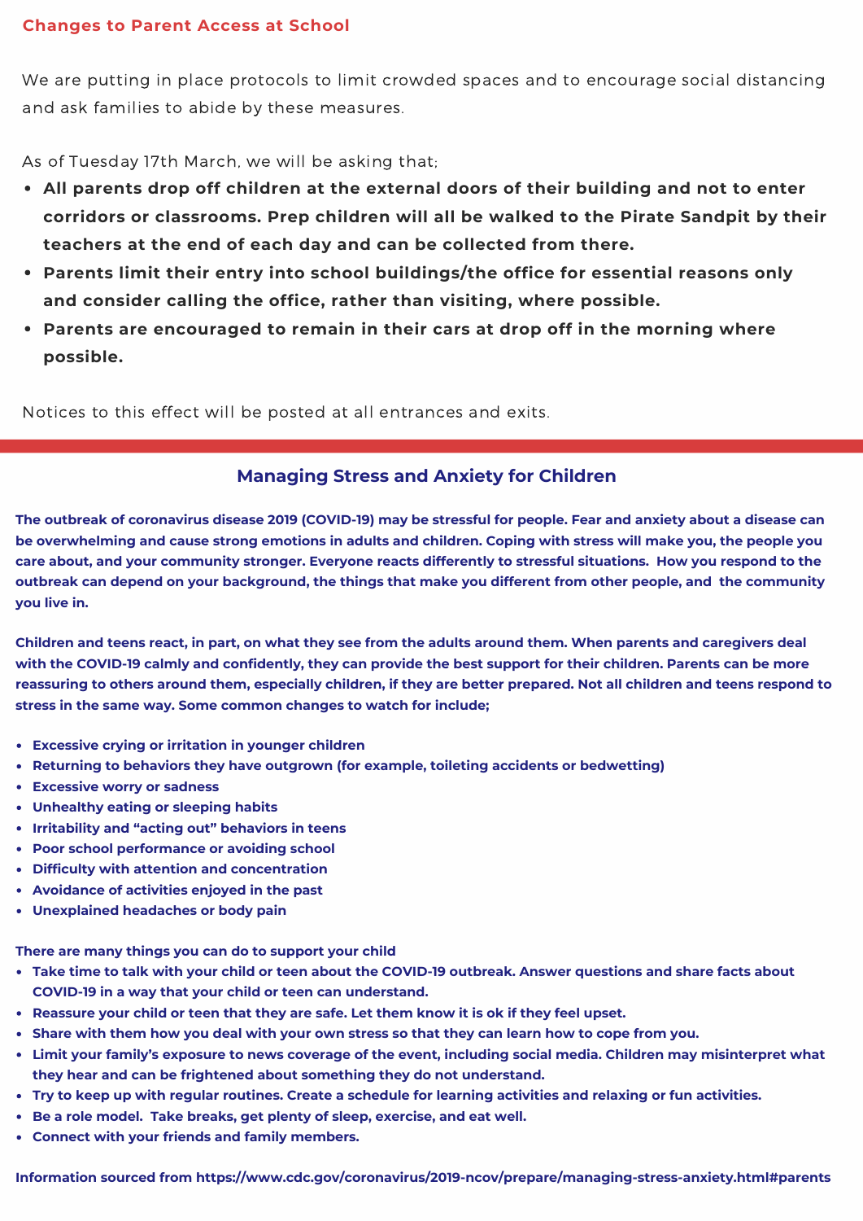## Changes to Parent Access at School

We are putting in place protocols to limit crowded spaces and to encourage social distancing and ask families to abide by these measures.

As of Tuesday 17th March, we will be asking that;

- **All parents drop off children at the external doors of their building and not to enter corridors or classrooms. Prep children will all be walked to the Pirate Sandpit by their teachers at the end of each day and can be collected from there.**
- **Parents limit their entry into school buildings/the office for essential reasons only and consider calling the office, rather than visiting, where possible.**
- **Parents are encouraged to remain in their cars at drop off in the morning where possible.**

Notices to this effect will be posted at all entrances and exits.

---

## Managing Stress and Anxiety for Children

**The outbreak of coronavirus disease 2019 (COVID-19) may be stressful for people. Fear and anxiety about a disease can be overwhelming and cause strong emotions in adults and children. Coping with stress will make you, the people you care about, and your community stronger. Everyone reacts differently to stressful situations. How you respond to the outbreak can depend on your background, the things that make you different from other people, and the community you live in.**

**Children and teens react, in part, on what they see from the adults around them. When parents and caregivers deal with the COVID-19 calmly and confidently, they can provide the best support for their children. Parents can be more reassuring to others around them, especially children, if they are better prepared. Not all children and teens respond to stress in the same way. Some common changes to watch for include;**

- **Excessive crying or irritation in younger children**
- **Returning to behaviors they have outgrown (for example, toileting accidents or bedwetting)**
- **Excessive worry or sadness**
- **Unhealthy eating or sleeping habits**
- **Irritability and "acting out" behaviors in teens**
- **Poor school performance or avoiding school**
- **Difficulty with attention and concentration**
- **Avoidance of activities enjoyed in the past**
- **Unexplained headaches or body pain**

**There are many things you can do to support your child**

- **Take time to talk with your child or teen about the COVID-19 outbreak. Answer questions and share facts about COVID-19 in a way that your child or teen can understand.**
- **Reassure your child or teen that they are safe. Let them know it is ok if they feel upset.**
- **Share with them how you deal with your own stress so that they can learn how to cope from you.**
- **Limit your family's exposure to news coverage of the event, including social media. Children may misinterpret what they hear and can be frightened about something they do not understand.**
- **Try to keep up with regular routines. Create a schedule for learning activities and relaxing or fun activities.**
- **Be a role model. Take breaks, get plenty of sleep, exercise, and eat well.**
- **Connect with your friends and family members.**

**Information sourced from https://www.cdc.gov/coronavirus/2019-ncov/prepare/managing-stress-anxiety.html#parents**